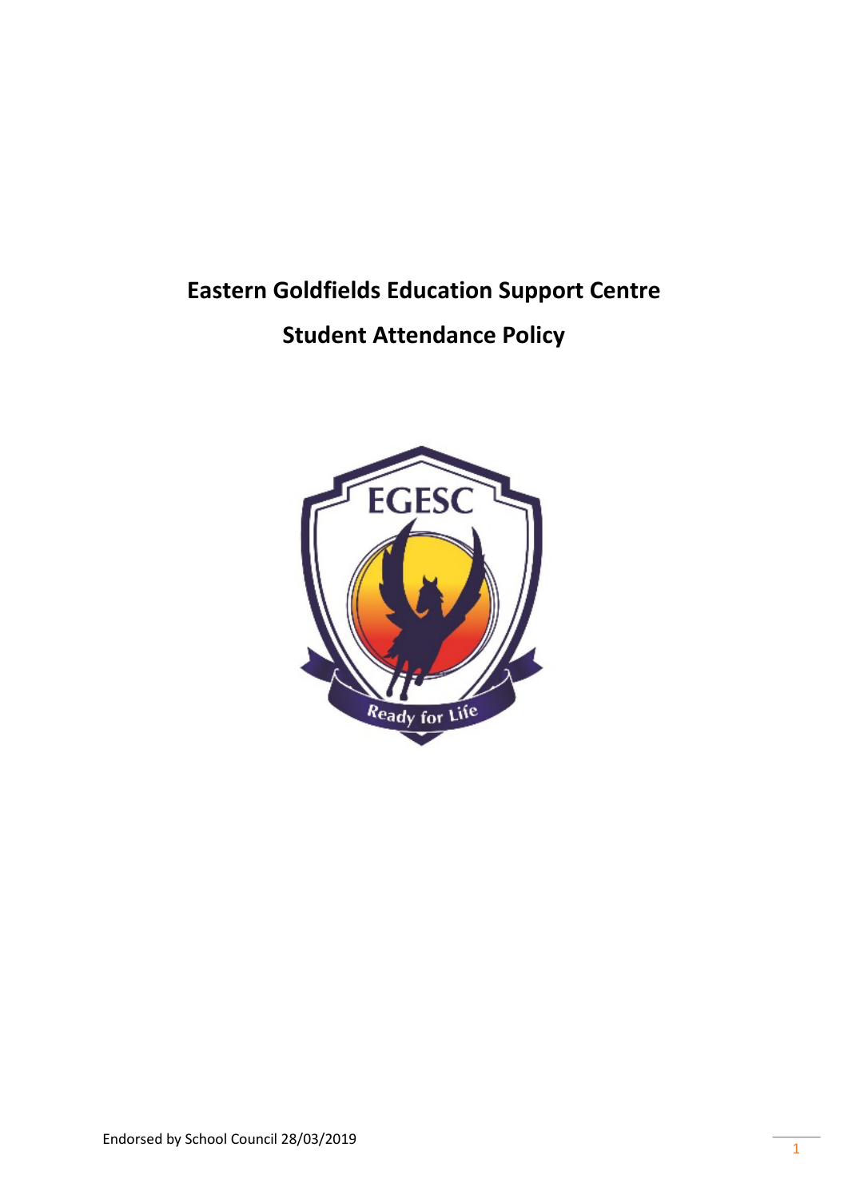# Eastern Goldfields Education Support Centre

## Student Attendance Policy

Endorsed by School Council 28/03/2019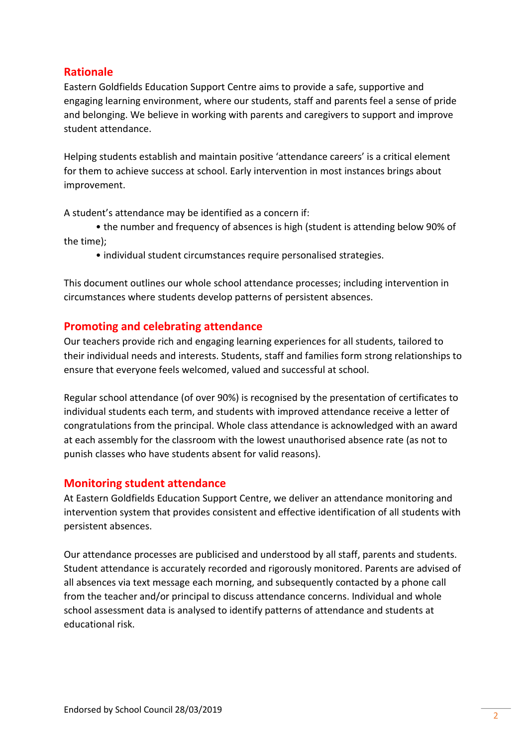## Rationale

Eastern Goldfields Education Support Centre aims to provide a safe, supportive and engaging learning environment, where our students, staff and parents feel a sense of pride and belonging. We believe in working with parents and caregivers to support and improve student attendance.

Helping students establish and maintain positive 'attendance careers' is a critical element for them to achieve success at school. Early intervention in most instances brings about improvement.

A student's attendance may be identified as a concern if:

- the number and frequency of absences is high (student is attending below 90% of the time);
- individual student circumstances require personalised strategies.

This document outlines our whole school attendance processes; including intervention in circumstances where students develop patterns of persistent absences.

## Promoting and celebrating attendance

Our teachers provide rich and engaging learning experiences for all students, tailored to their individual needs and interests. Students, staff and families form strong relationships to ensure that everyone feels welcomed, valued and successful at school.

Regular school attendance (of over 90%) is recognised by the presentation of certificates to individual students each term, and students with improved attendance receive a letter of congratulations from the principal. Whole class attendance is acknowledged with an award at each assembly for the classroom with the lowest unauthorised absence rate (as not to punish classes who have students absent for valid reasons).

## Monitoring student attendance

At Eastern Goldfields Education Support Centre, we deliver an attendance monitoring and intervention system that provides consistent and effective identification of all students with persistent absences.

Our attendance processes are publicised and understood by all staff, parents and students. Student attendance is accurately recorded and rigorously monitored. Parents are advised of all absences via text message each morning, and subsequently contacted by a phone call from the teacher and/or principal to discuss attendance concerns. Individual and whole school assessment data is analysed to identify patterns of attendance and students at educational risk.

Endorsed by School Council 28/03/2019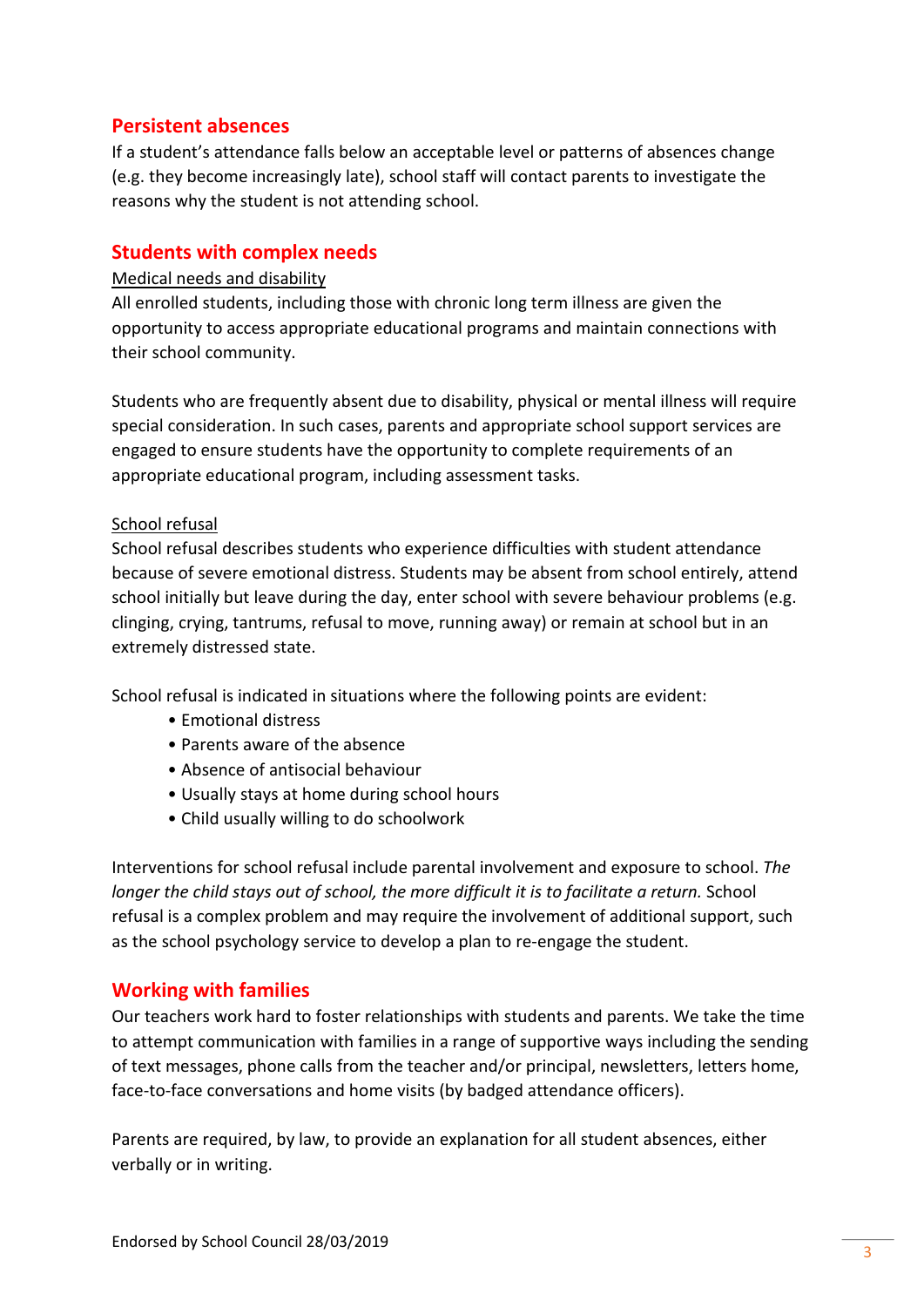## Persistent absences

If a student's attendance falls below an acceptable level or patterns of absences change (e.g. they become increasingly late), school staff will contact parents to investigate the reasons why the student is not attending school.

## Students with complex needs

Medical needs and disability

All enrolled students, including those with chronic long term illness are given the opportunity to access appropriate educational programs and maintain connections with their school community.

Students who are frequently absent due to disability, physical or mental illness will require special consideration. In such cases, parents and appropriate school support services are engaged to ensure students have the opportunity to complete requirements of an appropriate educational program, including assessment tasks.

School refusal

School refusal describes students who experience difficulties with student attendance because of severe emotional distress. Students may be absent from school entirely, attend school initially but leave during the day, enter school with severe behaviour problems (e.g. clinging, crying, tantrums, refusal to move, running away) or remain at school but in an extremely distressed state.

School refusal is indicated in situations where the following points are evident:

- Emotional distress
- Parents aware of the absence
- Absence of antisocial behaviour
- Usually stays at home during school hours
- Child usually willing to do schoolwork

Interventions for school refusal include parental involvement and exposure to school. *The longer the child stays out of school, the more difficult it is to facilitate a return.* School refusal is a complex problem and may require the involvement of additional support, such as the school psychology service to develop a plan to re-engage the student.

## Working with families

Our teachers work hard to foster relationships with students and parents. We take the time to attempt communication with families in a range of supportive ways including the sending of text messages, phone calls from the teacher and/or principal, newsletters, letters home, face-to-face conversations and home visits (by badged attendance officers).

Parents are required, by law, to provide an explanation for all student absences, either verbally or in writing.

Endorsed by School Council 28/03/2019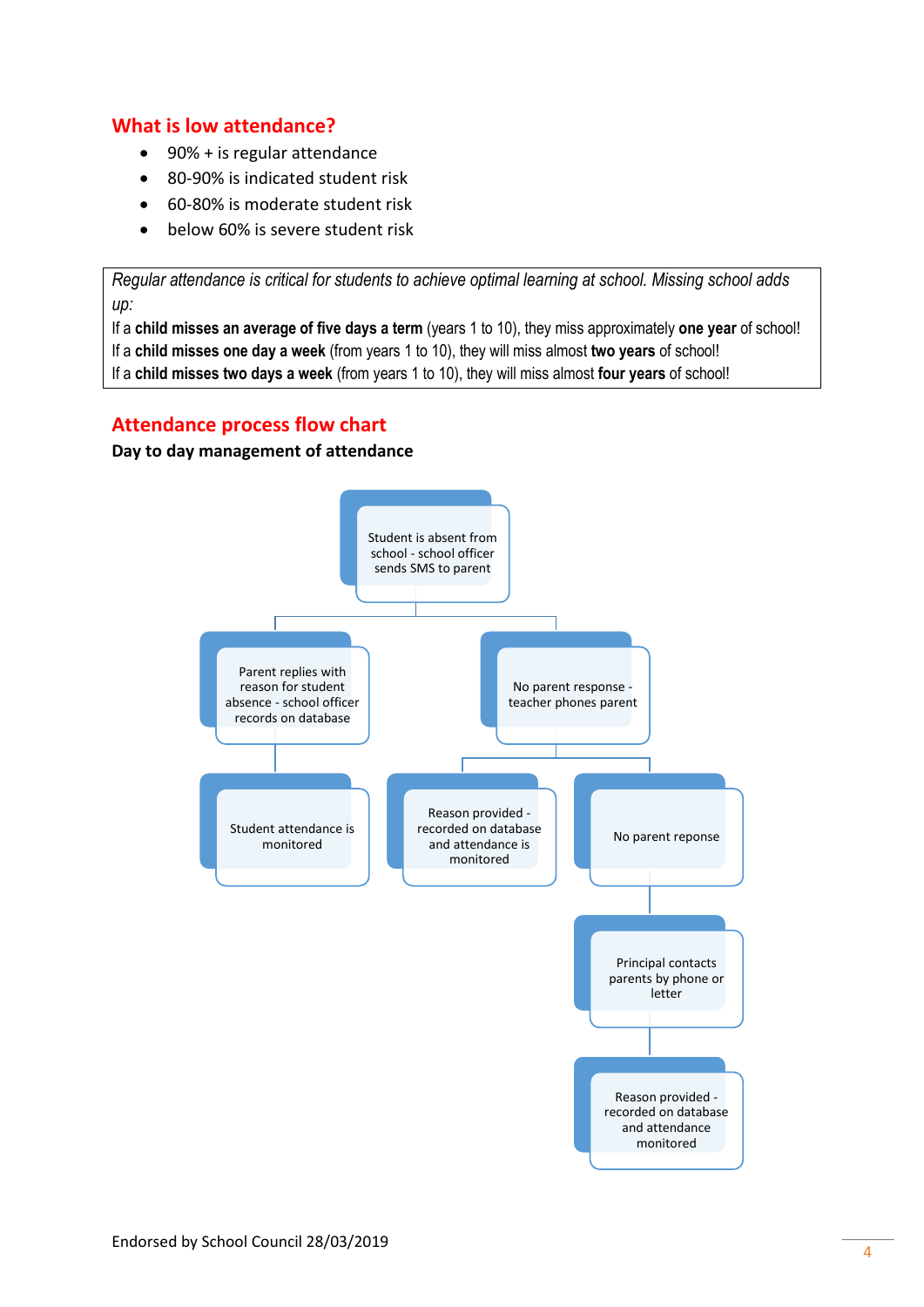## What is low attendance?

- 90% + is regular attendance
- 80-90% is indicated student risk
- 60-80% is moderate student risk
- below 60% is severe student risk

*Regular attendance is critical for students to achieve optimal learning at school. Missing school adds up:*

If a **child misses an average of five days a term** (years 1 to 10), they miss approximately **one year** of school!

If a **child misses one day a week** (from years 1 to 10), they will miss almost **two years** of school!

If a **child misses two days a week** (from years 1 to 10), they will miss almost **four years** of school!

## Attendance process flow chart

**Day to day management of attendance**

Student is absent from school - school officer sends SMS to parent

- Parent replies with reason for student absence - school officer records on database
  - Student attendance is monitored
- No parent response - teacher phones parent
  - Reason provided - recorded on database and attendance is monitored
  - No parent reponse
    - Principal contacts parents by phone or letter
      - Reason provided - recorded on database and attendance monitored

Endorsed by School Council 28/03/2019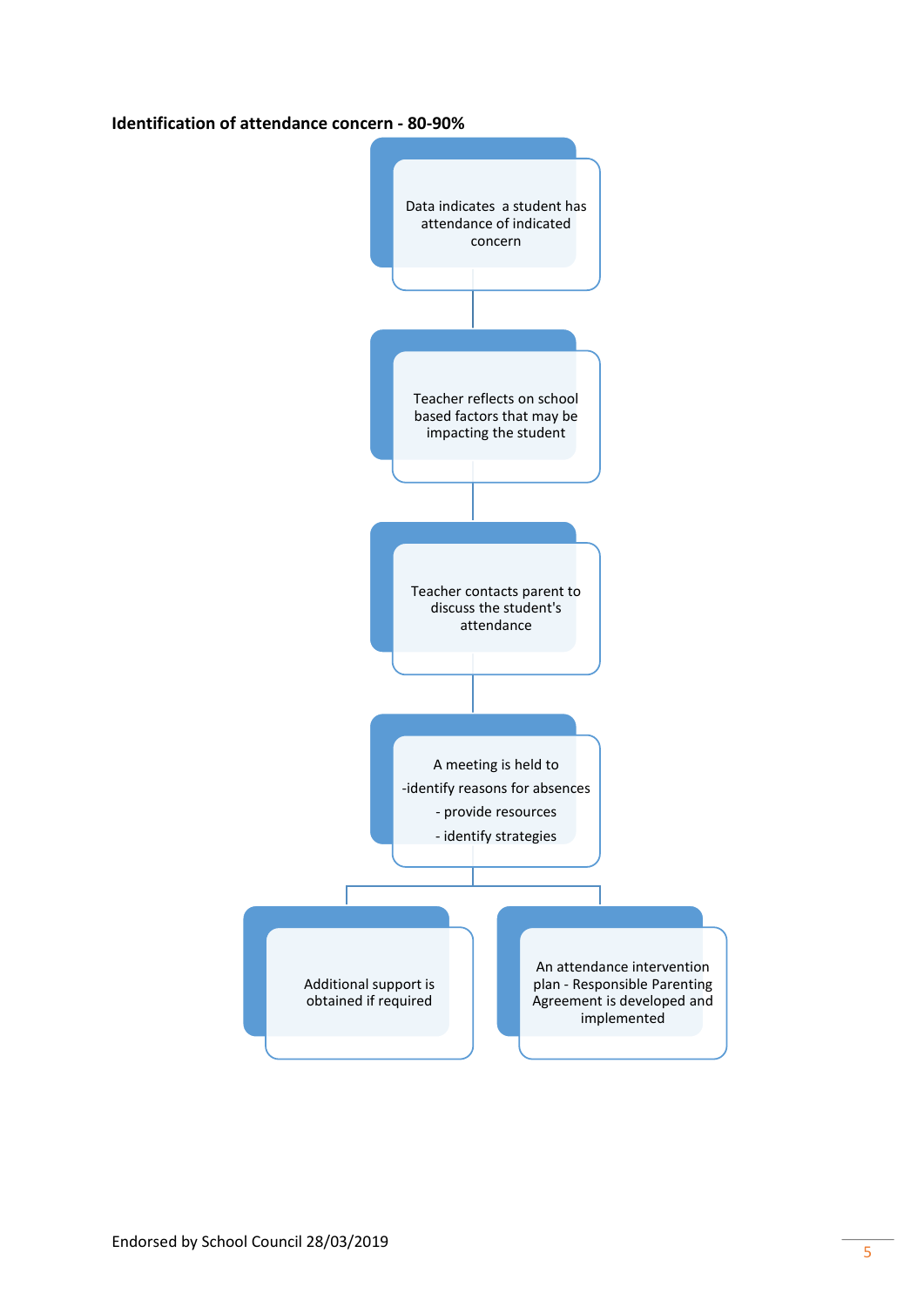**Identification of attendance concern - 80-90%**

Data indicates a student has attendance of indicated concern

Teacher reflects on school based factors that may be impacting the student

Teacher contacts parent to discuss the student's attendance

A meeting is held to
- identify reasons for absences
- provide resources
- identify strategies

Additional support is obtained if required

An attendance intervention plan - Responsible Parenting Agreement is developed and implemented

Endorsed by School Council 28/03/2019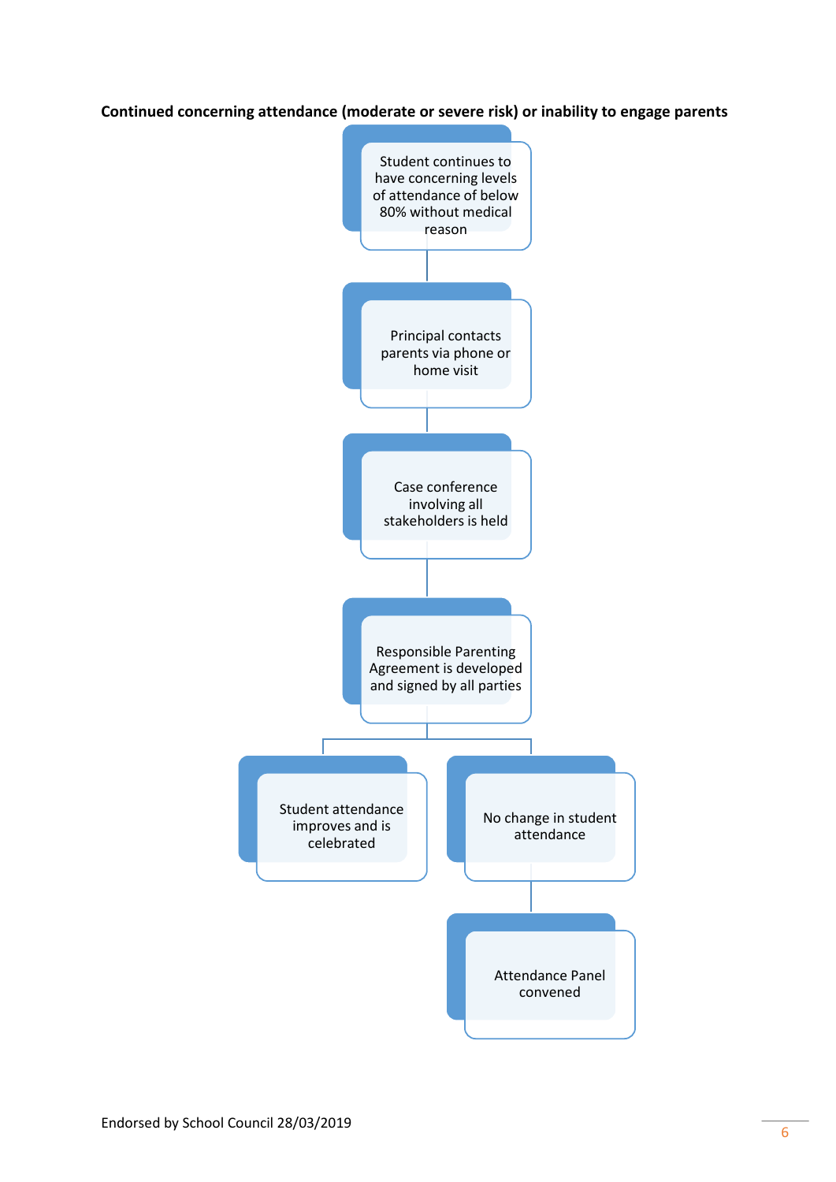**Continued concerning attendance (moderate or severe risk) or inability to engage parents**

Student continues to have concerning levels of attendance of below 80% without medical reason

Principal contacts parents via phone or home visit

Case conference involving all stakeholders is held

Responsible Parenting Agreement is developed and signed by all parties

Student attendance improves and is celebrated

No change in student attendance

Attendance Panel convened

Endorsed by School Council 28/03/2019